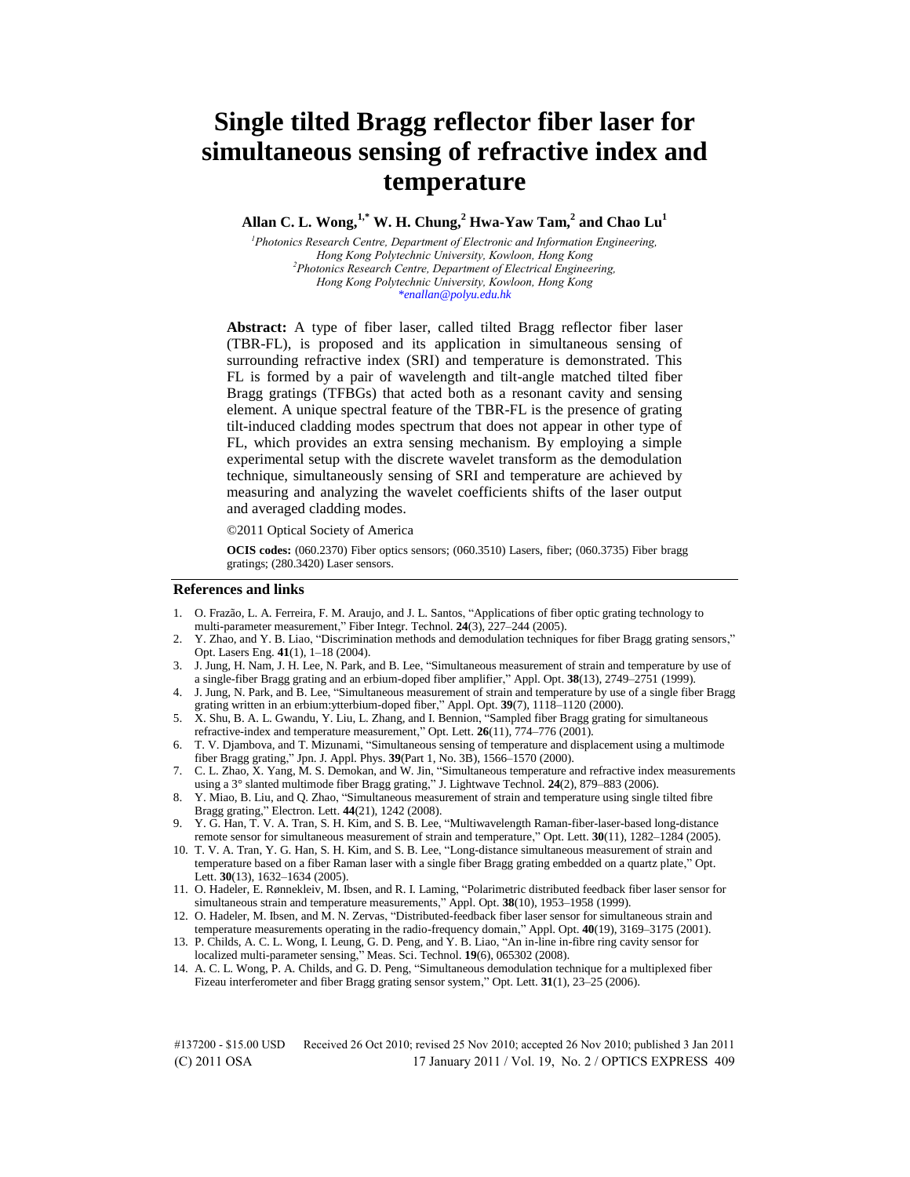# Single tilted Bragg reflector fiber laser for simultaneous sensing of refractive index and temperature

**Allan C. L. Wong,[1,*] W. H. Chung,[2] Hwa-Yaw Tam,[2] and Chao Lu[1]**

[1]*Photonics Research Centre, Department of Electronic and Information Engineering, Hong Kong Polytechnic University, Kowloon, Hong Kong*
[2]*Photonics Research Centre, Department of Electrical Engineering, Hong Kong Polytechnic University, Kowloon, Hong Kong*
*enallan@polyu.edu.hk

**Abstract:** A type of fiber laser, called tilted Bragg reflector fiber laser (TBR-FL), is proposed and its application in simultaneous sensing of surrounding refractive index (SRI) and temperature is demonstrated. This FL is formed by a pair of wavelength and tilt-angle matched tilted fiber Bragg gratings (TFBGs) that acted both as a resonant cavity and sensing element. A unique spectral feature of the TBR-FL is the presence of grating tilt-induced cladding modes spectrum that does not appear in other type of FL, which provides an extra sensing mechanism. By employing a simple experimental setup with the discrete wavelet transform as the demodulation technique, simultaneously sensing of SRI and temperature are achieved by measuring and analyzing the wavelet coefficients shifts of the laser output and averaged cladding modes.

©2011 Optical Society of America

**OCIS codes:** (060.2370) Fiber optics sensors; (060.3510) Lasers, fiber; (060.3735) Fiber bragg gratings; (280.3420) Laser sensors.

## References and links

1. O. Frazão, L. A. Ferreira, F. M. Araujo, and J. L. Santos, "Applications of fiber optic grating technology to multi-parameter measurement," Fiber Integr. Technol. **24**(3), 227–244 (2005).
2. Y. Zhao, and Y. B. Liao, "Discrimination methods and demodulation techniques for fiber Bragg grating sensors," Opt. Lasers Eng. **41**(1), 1–18 (2004).
3. J. Jung, H. Nam, J. H. Lee, N. Park, and B. Lee, "Simultaneous measurement of strain and temperature by use of a single-fiber Bragg grating and an erbium-doped fiber amplifier," Appl. Opt. **38**(13), 2749–2751 (1999).
4. J. Jung, N. Park, and B. Lee, "Simultaneous measurement of strain and temperature by use of a single fiber Bragg grating written in an erbium:ytterbium-doped fiber," Appl. Opt. **39**(7), 1118–1120 (2000).
5. X. Shu, B. A. L. Gwandu, Y. Liu, L. Zhang, and I. Bennion, "Sampled fiber Bragg grating for simultaneous refractive-index and temperature measurement," Opt. Lett. **26**(11), 774–776 (2001).
6. T. V. Djambova, and T. Mizunami, "Simultaneous sensing of temperature and displacement using a multimode fiber Bragg grating," Jpn. J. Appl. Phys. **39**(Part 1, No. 3B), 1566–1570 (2000).
7. C. L. Zhao, X. Yang, M. S. Demokan, and W. Jin, "Simultaneous temperature and refractive index measurements using a 3° slanted multimode fiber Bragg grating," J. Lightwave Technol. **24**(2), 879–883 (2006).
8. Y. Miao, B. Liu, and Q. Zhao, "Simultaneous measurement of strain and temperature using single tilted fibre Bragg grating," Electron. Lett. **44**(21), 1242 (2008).
9. Y. G. Han, T. V. A. Tran, S. H. Kim, and S. B. Lee, "Multiwavelength Raman-fiber-laser-based long-distance remote sensor for simultaneous measurement of strain and temperature," Opt. Lett. **30**(11), 1282–1284 (2005).
10. T. V. A. Tran, Y. G. Han, S. H. Kim, and S. B. Lee, "Long-distance simultaneous measurement of strain and temperature based on a fiber Raman laser with a single fiber Bragg grating embedded on a quartz plate," Opt. Lett. **30**(13), 1632–1634 (2005).
11. O. Hadeler, E. Rønnekleiv, M. Ibsen, and R. I. Laming, "Polarimetric distributed feedback fiber laser sensor for simultaneous strain and temperature measurements," Appl. Opt. **38**(10), 1953–1958 (1999).
12. O. Hadeler, M. Ibsen, and M. N. Zervas, "Distributed-feedback fiber laser sensor for simultaneous strain and temperature measurements operating in the radio-frequency domain," Appl. Opt. **40**(19), 3169–3175 (2001).
13. P. Childs, A. C. L. Wong, I. Leung, G. D. Peng, and Y. B. Liao, "An in-line in-fibre ring cavity sensor for localized multi-parameter sensing," Meas. Sci. Technol. **19**(6), 065302 (2008).
14. A. C. L. Wong, P. A. Childs, and G. D. Peng, "Simultaneous demodulation technique for a multiplexed fiber Fizeau interferometer and fiber Bragg grating sensor system," Opt. Lett. **31**(1), 23–25 (2006).

#137200 - $15.00 USD Received 26 Oct 2010; revised 25 Nov 2010; accepted 26 Nov 2010; published 3 Jan 2011
(C) 2011 OSA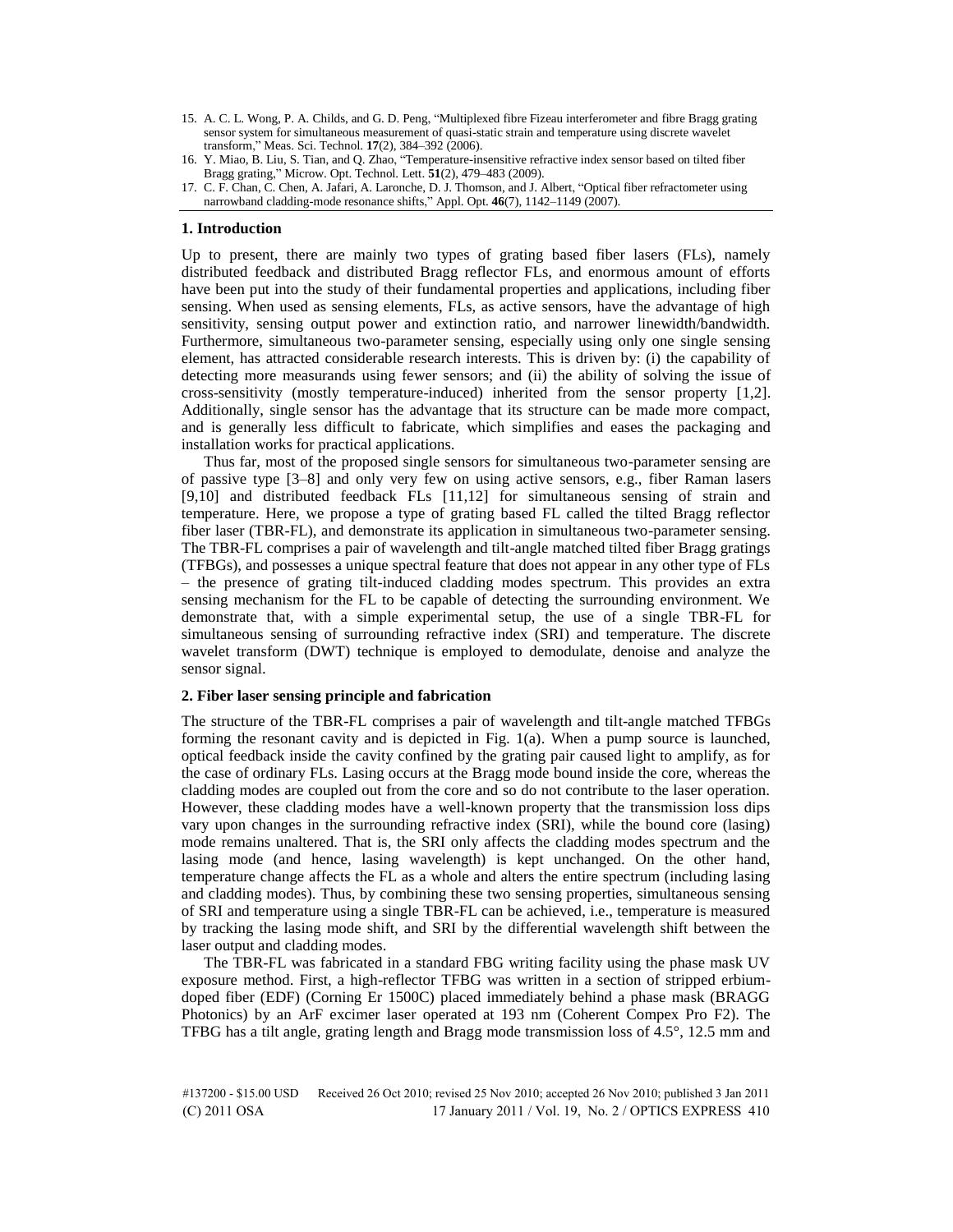15. A. C. L. Wong, P. A. Childs, and G. D. Peng, "Multiplexed fibre Fizeau interferometer and fibre Bragg grating sensor system for simultaneous measurement of quasi-static strain and temperature using discrete wavelet transform," Meas. Sci. Technol. **17**(2), 384–392 (2006).
16. Y. Miao, B. Liu, S. Tian, and Q. Zhao, "Temperature-insensitive refractive index sensor based on tilted fiber Bragg grating," Microw. Opt. Technol. Lett. **51**(2), 479–483 (2009).
17. C. F. Chan, C. Chen, A. Jafari, A. Laronche, D. J. Thomson, and J. Albert, "Optical fiber refractometer using narrowband cladding-mode resonance shifts," Appl. Opt. **46**(7), 1142–1149 (2007).

## 1. Introduction

Up to present, there are mainly two types of grating based fiber lasers (FLs), namely distributed feedback and distributed Bragg reflector FLs, and enormous amount of efforts have been put into the study of their fundamental properties and applications, including fiber sensing. When used as sensing elements, FLs, as active sensors, have the advantage of high sensitivity, sensing output power and extinction ratio, and narrower linewidth/bandwidth. Furthermore, simultaneous two-parameter sensing, especially using only one single sensing element, has attracted considerable research interests. This is driven by: (i) the capability of detecting more measurands using fewer sensors; and (ii) the ability of solving the issue of cross-sensitivity (mostly temperature-induced) inherited from the sensor property [1,2]. Additionally, single sensor has the advantage that its structure can be made more compact, and is generally less difficult to fabricate, which simplifies and eases the packaging and installation works for practical applications.

Thus far, most of the proposed single sensors for simultaneous two-parameter sensing are of passive type [3–8] and only very few on using active sensors, e.g., fiber Raman lasers [9,10] and distributed feedback FLs [11,12] for simultaneous sensing of strain and temperature. Here, we propose a type of grating based FL called the tilted Bragg reflector fiber laser (TBR-FL), and demonstrate its application in simultaneous two-parameter sensing. The TBR-FL comprises a pair of wavelength and tilt-angle matched tilted fiber Bragg gratings (TFBGs), and possesses a unique spectral feature that does not appear in any other type of FLs – the presence of grating tilt-induced cladding modes spectrum. This provides an extra sensing mechanism for the FL to be capable of detecting the surrounding environment. We demonstrate that, with a simple experimental setup, the use of a single TBR-FL for simultaneous sensing of surrounding refractive index (SRI) and temperature. The discrete wavelet transform (DWT) technique is employed to demodulate, denoise and analyze the sensor signal.

## 2. Fiber laser sensing principle and fabrication

The structure of the TBR-FL comprises a pair of wavelength and tilt-angle matched TFBGs forming the resonant cavity and is depicted in Fig. 1(a). When a pump source is launched, optical feedback inside the cavity confined by the grating pair caused light to amplify, as for the case of ordinary FLs. Lasing occurs at the Bragg mode bound inside the core, whereas the cladding modes are coupled out from the core and so do not contribute to the laser operation. However, these cladding modes have a well-known property that the transmission loss dips vary upon changes in the surrounding refractive index (SRI), while the bound core (lasing) mode remains unaltered. That is, the SRI only affects the cladding modes spectrum and the lasing mode (and hence, lasing wavelength) is kept unchanged. On the other hand, temperature change affects the FL as a whole and alters the entire spectrum (including lasing and cladding modes). Thus, by combining these two sensing properties, simultaneous sensing of SRI and temperature using a single TBR-FL can be achieved, i.e., temperature is measured by tracking the lasing mode shift, and SRI by the differential wavelength shift between the laser output and cladding modes.

The TBR-FL was fabricated in a standard FBG writing facility using the phase mask UV exposure method. First, a high-reflector TFBG was written in a section of stripped erbium-doped fiber (EDF) (Corning Er 1500C) placed immediately behind a phase mask (BRAGG Photonics) by an ArF excimer laser operated at 193 nm (Coherent Compex Pro F2). The TFBG has a tilt angle, grating length and Bragg mode transmission loss of 4.5°, 12.5 mm and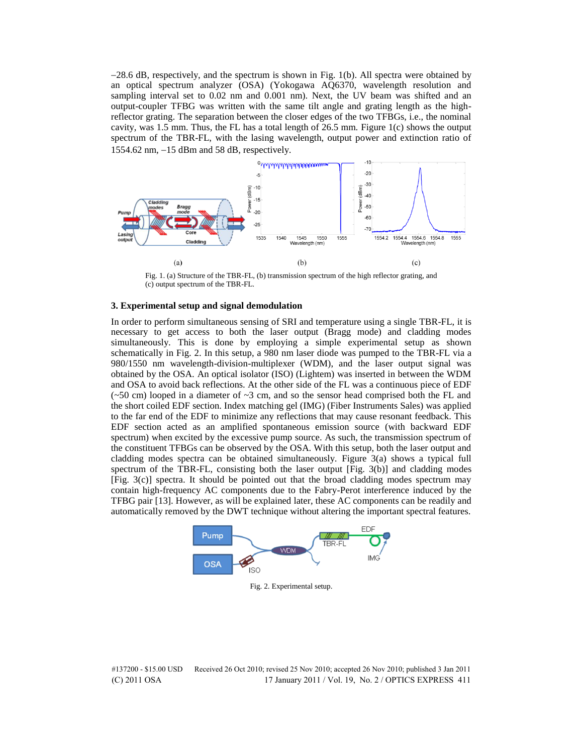–28.6 dB, respectively, and the spectrum is shown in Fig. 1(b). All spectra were obtained by an optical spectrum analyzer (OSA) (Yokogawa AQ6370, wavelength resolution and sampling interval set to 0.02 nm and 0.001 nm). Next, the UV beam was shifted and an output-coupler TFBG was written with the same tilt angle and grating length as the high-reflector grating. The separation between the closer edges of the two TFBGs, i.e., the nominal cavity, was 1.5 mm. Thus, the FL has a total length of 26.5 mm. Figure 1(c) shows the output spectrum of the TBR-FL, with the lasing wavelength, output power and extinction ratio of 1554.62 nm, –15 dBm and 58 dB, respectively.

Fig. 1. (a) Structure of the TBR-FL, (b) transmission spectrum of the high reflector grating, and (c) output spectrum of the TBR-FL.

### 3. Experimental setup and signal demodulation

In order to perform simultaneous sensing of SRI and temperature using a single TBR-FL, it is necessary to get access to both the laser output (Bragg mode) and cladding modes simultaneously. This is done by employing a simple experimental setup as shown schematically in Fig. 2. In this setup, a 980 nm laser diode was pumped to the TBR-FL via a 980/1550 nm wavelength-division-multiplexer (WDM), and the laser output signal was obtained by the OSA. An optical isolator (ISO) (Lightem) was inserted in between the WDM and OSA to avoid back reflections. At the other side of the FL was a continuous piece of EDF (~50 cm) looped in a diameter of ~3 cm, and so the sensor head comprised both the FL and the short coiled EDF section. Index matching gel (IMG) (Fiber Instruments Sales) was applied to the far end of the EDF to minimize any reflections that may cause resonant feedback. This EDF section acted as an amplified spontaneous emission source (with backward EDF spectrum) when excited by the excessive pump source. As such, the transmission spectrum of the constituent TFBGs can be observed by the OSA. With this setup, both the laser output and cladding modes spectra can be obtained simultaneously. Figure 3(a) shows a typical full spectrum of the TBR-FL, consisting both the laser output [Fig. 3(b)] and cladding modes [Fig. 3(c)] spectra. It should be pointed out that the broad cladding modes spectrum may contain high-frequency AC components due to the Fabry-Perot interference induced by the TFBG pair [13]. However, as will be explained later, these AC components can be readily and automatically removed by the DWT technique without altering the important spectral features.

Fig. 2. Experimental setup.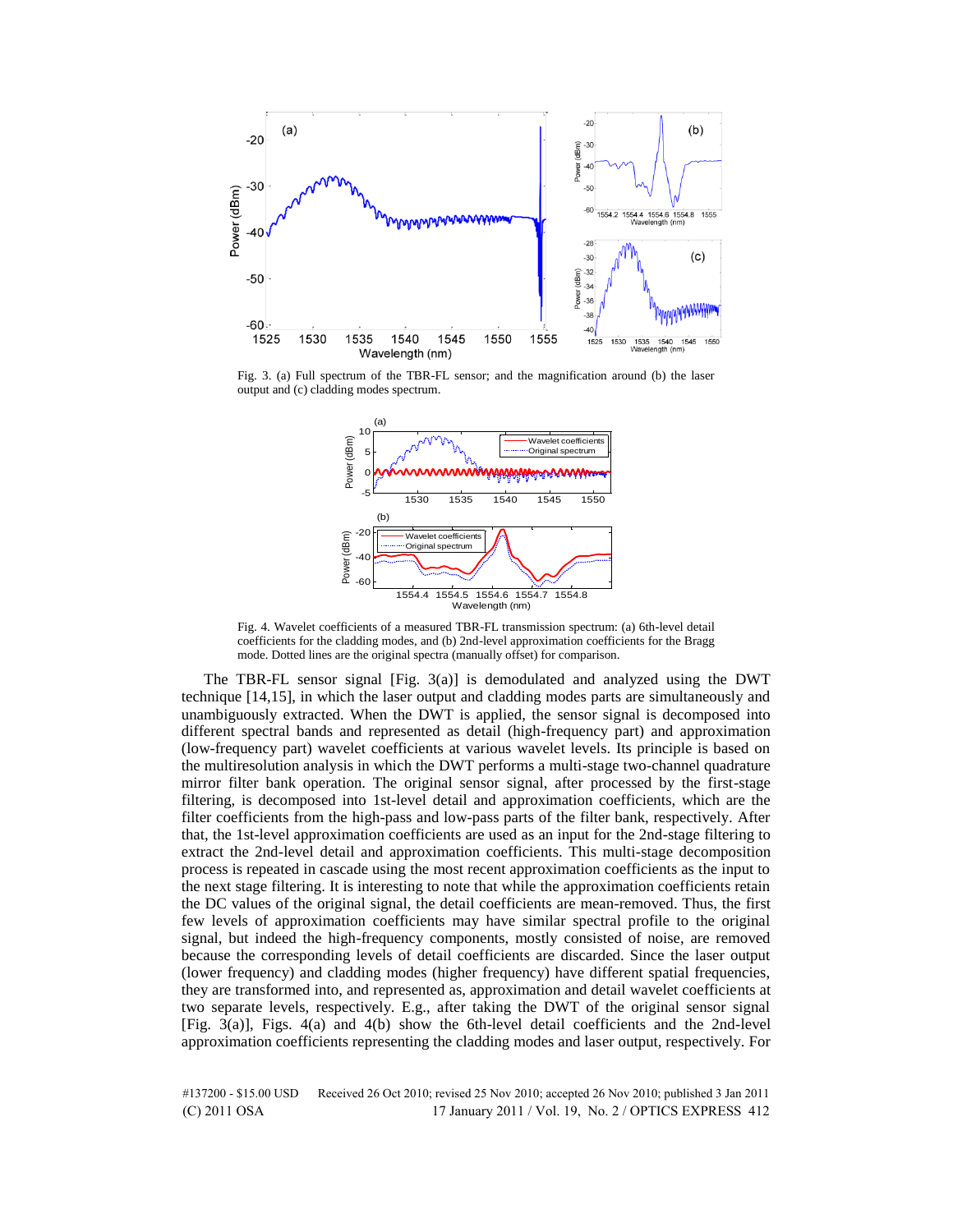Fig. 3. (a) Full spectrum of the TBR-FL sensor; and the magnification around (b) the laser output and (c) cladding modes spectrum.

Fig. 4. Wavelet coefficients of a measured TBR-FL transmission spectrum: (a) 6th-level detail coefficients for the cladding modes, and (b) 2nd-level approximation coefficients for the Bragg mode. Dotted lines are the original spectra (manually offset) for comparison.

The TBR-FL sensor signal [Fig. 3(a)] is demodulated and analyzed using the DWT technique [14,15], in which the laser output and cladding modes parts are simultaneously and unambiguously extracted. When the DWT is applied, the sensor signal is decomposed into different spectral bands and represented as detail (high-frequency part) and approximation (low-frequency part) wavelet coefficients at various wavelet levels. Its principle is based on the multiresolution analysis in which the DWT performs a multi-stage two-channel quadrature mirror filter bank operation. The original sensor signal, after processed by the first-stage filtering, is decomposed into 1st-level detail and approximation coefficients, which are the filter coefficients from the high-pass and low-pass parts of the filter bank, respectively. After that, the 1st-level approximation coefficients are used as an input for the 2nd-stage filtering to extract the 2nd-level detail and approximation coefficients. This multi-stage decomposition process is repeated in cascade using the most recent approximation coefficients as the input to the next stage filtering. It is interesting to note that while the approximation coefficients retain the DC values of the original signal, the detail coefficients are mean-removed. Thus, the first few levels of approximation coefficients may have similar spectral profile to the original signal, but indeed the high-frequency components, mostly consisted of noise, are removed because the corresponding levels of detail coefficients are discarded. Since the laser output (lower frequency) and cladding modes (higher frequency) have different spatial frequencies, they are transformed into, and represented as, approximation and detail wavelet coefficients at two separate levels, respectively. E.g., after taking the DWT of the original sensor signal [Fig. 3(a)], Figs. 4(a) and 4(b) show the 6th-level detail coefficients and the 2nd-level approximation coefficients representing the cladding modes and laser output, respectively. For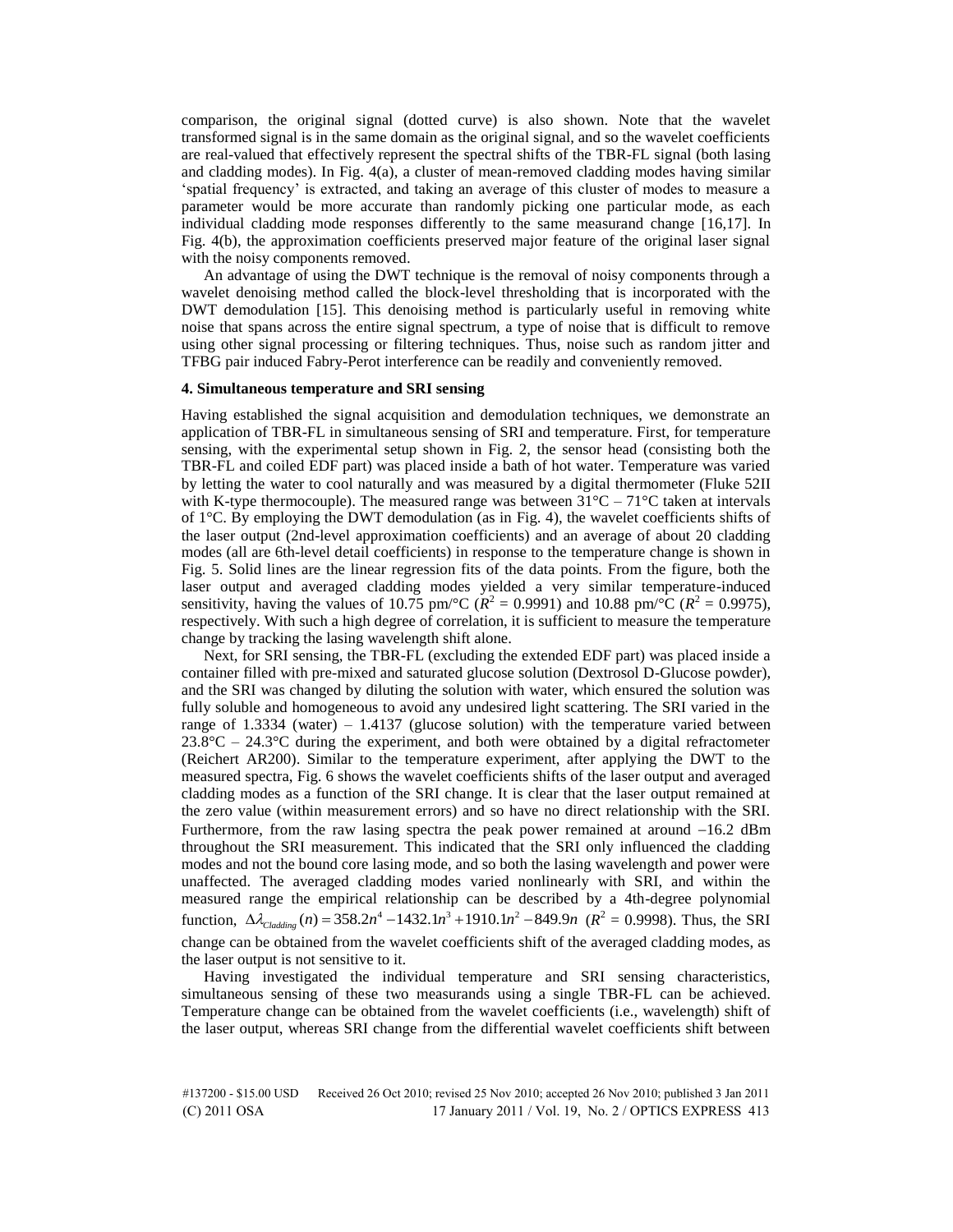comparison, the original signal (dotted curve) is also shown. Note that the wavelet transformed signal is in the same domain as the original signal, and so the wavelet coefficients are real-valued that effectively represent the spectral shifts of the TBR-FL signal (both lasing and cladding modes). In Fig. 4(a), a cluster of mean-removed cladding modes having similar 'spatial frequency' is extracted, and taking an average of this cluster of modes to measure a parameter would be more accurate than randomly picking one particular mode, as each individual cladding mode responses differently to the same measurand change [16,17]. In Fig. 4(b), the approximation coefficients preserved major feature of the original laser signal with the noisy components removed.

An advantage of using the DWT technique is the removal of noisy components through a wavelet denoising method called the block-level thresholding that is incorporated with the DWT demodulation [15]. This denoising method is particularly useful in removing white noise that spans across the entire signal spectrum, a type of noise that is difficult to remove using other signal processing or filtering techniques. Thus, noise such as random jitter and TFBG pair induced Fabry-Perot interference can be readily and conveniently removed.

**4. Simultaneous temperature and SRI sensing**

Having established the signal acquisition and demodulation techniques, we demonstrate an application of TBR-FL in simultaneous sensing of SRI and temperature. First, for temperature sensing, with the experimental setup shown in Fig. 2, the sensor head (consisting both the TBR-FL and coiled EDF part) was placed inside a bath of hot water. Temperature was varied by letting the water to cool naturally and was measured by a digital thermometer (Fluke 52II with K-type thermocouple). The measured range was between 31°C – 71°C taken at intervals of 1°C. By employing the DWT demodulation (as in Fig. 4), the wavelet coefficients shifts of the laser output (2nd-level approximation coefficients) and an average of about 20 cladding modes (all are 6th-level detail coefficients) in response to the temperature change is shown in Fig. 5. Solid lines are the linear regression fits of the data points. From the figure, both the laser output and averaged cladding modes yielded a very similar temperature-induced sensitivity, having the values of 10.75 pm/°C ($R^2$ = 0.9991) and 10.88 pm/°C ($R^2$ = 0.9975), respectively. With such a high degree of correlation, it is sufficient to measure the temperature change by tracking the lasing wavelength shift alone.

Next, for SRI sensing, the TBR-FL (excluding the extended EDF part) was placed inside a container filled with pre-mixed and saturated glucose solution (Dextrosol D-Glucose powder), and the SRI was changed by diluting the solution with water, which ensured the solution was fully soluble and homogeneous to avoid any undesired light scattering. The SRI varied in the range of 1.3334 (water) – 1.4137 (glucose solution) with the temperature varied between 23.8°C – 24.3°C during the experiment, and both were obtained by a digital refractometer (Reichert AR200). Similar to the temperature experiment, after applying the DWT to the measured spectra, Fig. 6 shows the wavelet coefficients shifts of the laser output and averaged cladding modes as a function of the SRI change. It is clear that the laser output remained at the zero value (within measurement errors) and so have no direct relationship with the SRI. Furthermore, from the raw lasing spectra the peak power remained at around −16.2 dBm throughout the SRI measurement. This indicated that the SRI only influenced the cladding modes and not the bound core lasing mode, and so both the lasing wavelength and power were unaffected. The averaged cladding modes varied nonlinearly with SRI, and within the measured range the empirical relationship can be described by a 4th-degree polynomial function, $\Delta\lambda_{Cladding}(n) = 358.2n^4 - 1432.1n^3 + 1910.1n^2 - 849.9n$ ($R^2$ = 0.9998). Thus, the SRI change can be obtained from the wavelet coefficients shift of the averaged cladding modes, as the laser output is not sensitive to it.

Having investigated the individual temperature and SRI sensing characteristics, simultaneous sensing of these two measurands using a single TBR-FL can be achieved. Temperature change can be obtained from the wavelet coefficients (i.e., wavelength) shift of the laser output, whereas SRI change from the differential wavelet coefficients shift between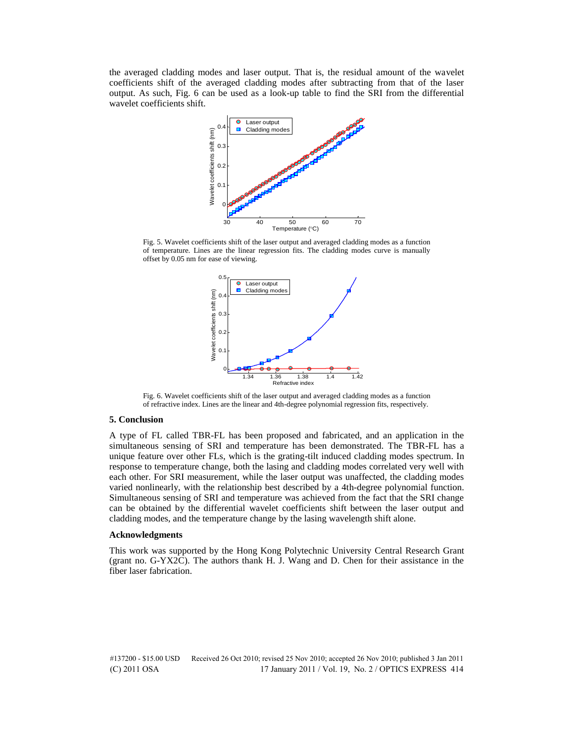the averaged cladding modes and laser output. That is, the residual amount of the wavelet coefficients shift of the averaged cladding modes after subtracting from that of the laser output. As such, Fig. 6 can be used as a look-up table to find the SRI from the differential wavelet coefficients shift.

Laser output
Cladding modes
Wavelet coefficients shift (nm)
0.4
0.3
0.2
0.1
0
30
40
50
60
70
Temperature (°C)

Fig. 5. Wavelet coefficients shift of the laser output and averaged cladding modes as a function of temperature. Lines are the linear regression fits. The cladding modes curve is manually offset by 0.05 nm for ease of viewing.

Laser output
Cladding modes
Wavelet coefficients shift (nm)
0.5
0.4
0.3
0.2
0.1
0
1.34
1.36
1.38
1.4
1.42
Refractive index

Fig. 6. Wavelet coefficients shift of the laser output and averaged cladding modes as a function of refractive index. Lines are the linear and 4th-degree polynomial regression fits, respectively.

## 5. Conclusion

A type of FL called TBR-FL has been proposed and fabricated, and an application in the simultaneous sensing of SRI and temperature has been demonstrated. The TBR-FL has a unique feature over other FLs, which is the grating-tilt induced cladding modes spectrum. In response to temperature change, both the lasing and cladding modes correlated very well with each other. For SRI measurement, while the laser output was unaffected, the cladding modes varied nonlinearly, with the relationship best described by a 4th-degree polynomial function. Simultaneous sensing of SRI and temperature was achieved from the fact that the SRI change can be obtained by the differential wavelet coefficients shift between the laser output and cladding modes, and the temperature change by the lasing wavelength shift alone.

### Acknowledgments

This work was supported by the Hong Kong Polytechnic University Central Research Grant (grant no. G-YX2C). The authors thank H. J. Wang and D. Chen for their assistance in the fiber laser fabrication.